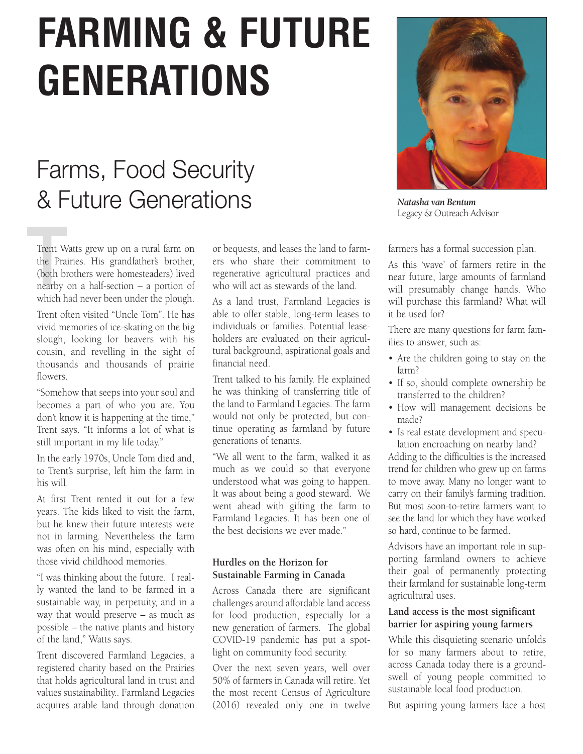# FARMING & FUTURE GENERATIONS

## Farms, Food Security & Future Generations

*Natasha van Bentum*
Legacy & Outreach Advisor

Trent Watts grew up on a rural farm on the Prairies. His grandfather's brother, (both brothers were homesteaders) lived nearby on a half-section – a portion of which had never been under the plough.

Trent often visited "Uncle Tom". He has vivid memories of ice-skating on the big slough, looking for beavers with his cousin, and revelling in the sight of thousands and thousands of prairie flowers.

"Somehow that seeps into your soul and becomes a part of who you are. You don't know it is happening at the time," Trent says. "It informs a lot of what is still important in my life today."

In the early 1970s, Uncle Tom died and, to Trent's surprise, left him the farm in his will.

At first Trent rented it out for a few years. The kids liked to visit the farm, but he knew their future interests were not in farming. Nevertheless the farm was often on his mind, especially with those vivid childhood memories.

"I was thinking about the future. I really wanted the land to be farmed in a sustainable way, in perpetuity, and in a way that would preserve – as much as possible – the native plants and history of the land," Watts says.

Trent discovered Farmland Legacies, a registered charity based on the Prairies that holds agricultural land in trust and values sustainability.. Farmland Legacies acquires arable land through donation or bequests, and leases the land to farmers who share their commitment to regenerative agricultural practices and who will act as stewards of the land.

As a land trust, Farmland Legacies is able to offer stable, long-term leases to individuals or families. Potential leaseholders are evaluated on their agricultural background, aspirational goals and financial need.

Trent talked to his family. He explained he was thinking of transferring title of the land to Farmland Legacies. The farm would not only be protected, but continue operating as farmland by future generations of tenants.

"We all went to the farm, walked it as much as we could so that everyone understood what was going to happen. It was about being a good steward. We went ahead with gifting the farm to Farmland Legacies. It has been one of the best decisions we ever made."

### Hurdles on the Horizon for Sustainable Farming in Canada

Across Canada there are significant challenges around affordable land access for food production, especially for a new generation of farmers. The global COVID-19 pandemic has put a spotlight on community food security.

Over the next seven years, well over 50% of farmers in Canada will retire. Yet the most recent Census of Agriculture (2016) revealed only one in twelve farmers has a formal succession plan.

As this 'wave' of farmers retire in the near future, large amounts of farmland will presumably change hands. Who will purchase this farmland? What will it be used for?

There are many questions for farm families to answer, such as:

- Are the children going to stay on the farm?
- If so, should complete ownership be transferred to the children?
- How will management decisions be made?
- Is real estate development and speculation encroaching on nearby land?

Adding to the difficulties is the increased trend for children who grew up on farms to move away. Many no longer want to carry on their family's farming tradition. But most soon-to-retire farmers want to see the land for which they have worked so hard, continue to be farmed.

Advisors have an important role in supporting farmland owners to achieve their goal of permanently protecting their farmland for sustainable long-term agricultural uses.

### Land access is the most significant barrier for aspiring young farmers

While this disquieting scenario unfolds for so many farmers about to retire, across Canada today there is a groundswell of young people committed to sustainable local food production.

But aspiring young farmers face a host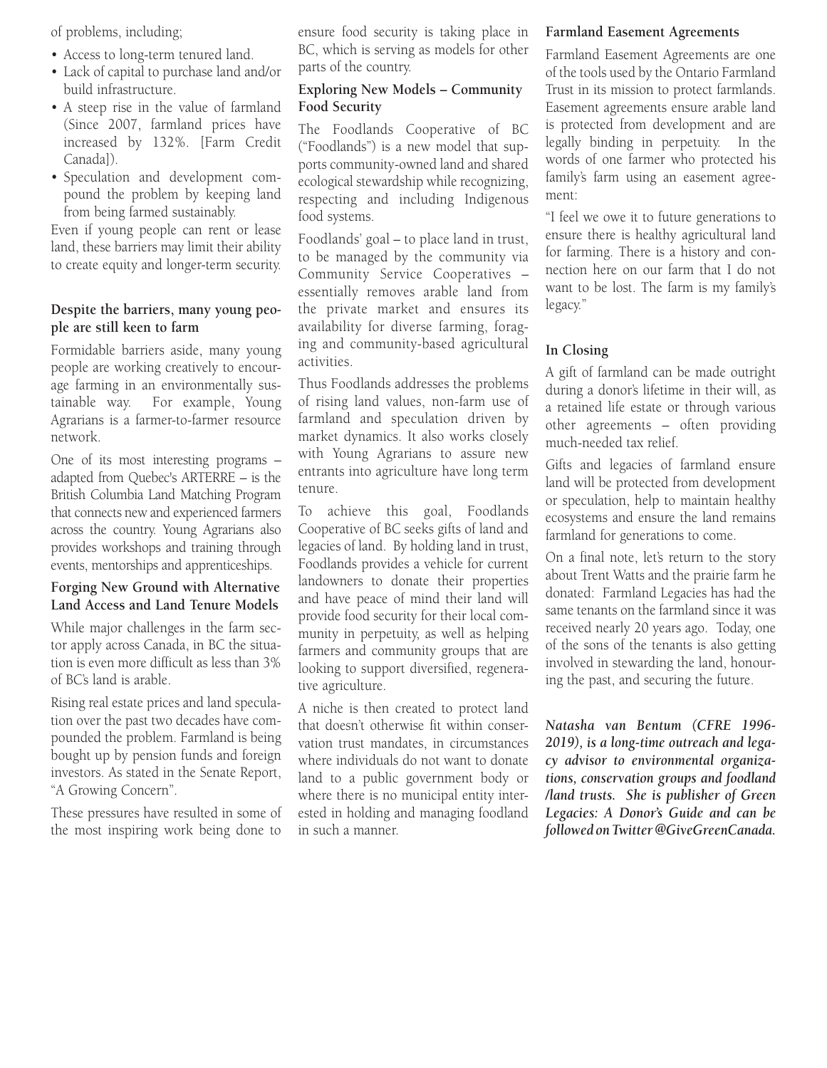of problems, including;

- Access to long-term tenured land.
- Lack of capital to purchase land and/or build infrastructure.
- A steep rise in the value of farmland (Since 2007, farmland prices have increased by 132%. [Farm Credit Canada]).
- Speculation and development compound the problem by keeping land from being farmed sustainably.

Even if young people can rent or lease land, these barriers may limit their ability to create equity and longer-term security.

### Despite the barriers, many young people are still keen to farm

Formidable barriers aside, many young people are working creatively to encourage farming in an environmentally sustainable way. For example, Young Agrarians is a farmer-to-farmer resource network.

One of its most interesting programs – adapted from Quebec's ARTERRE – is the British Columbia Land Matching Program that connects new and experienced farmers across the country. Young Agrarians also provides workshops and training through events, mentorships and apprenticeships.

### Forging New Ground with Alternative Land Access and Land Tenure Models

While major challenges in the farm sector apply across Canada, in BC the situation is even more difficult as less than 3% of BC's land is arable.

Rising real estate prices and land speculation over the past two decades have compounded the problem. Farmland is being bought up by pension funds and foreign investors. As stated in the Senate Report, "A Growing Concern".

These pressures have resulted in some of the most inspiring work being done to ensure food security is taking place in BC, which is serving as models for other parts of the country.

### Exploring New Models – Community Food Security

The Foodlands Cooperative of BC ("Foodlands") is a new model that supports community-owned land and shared ecological stewardship while recognizing, respecting and including Indigenous food systems.

Foodlands' goal – to place land in trust, to be managed by the community via Community Service Cooperatives – essentially removes arable land from the private market and ensures its availability for diverse farming, foraging and community-based agricultural activities.

Thus Foodlands addresses the problems of rising land values, non-farm use of farmland and speculation driven by market dynamics. It also works closely with Young Agrarians to assure new entrants into agriculture have long term tenure.

To achieve this goal, Foodlands Cooperative of BC seeks gifts of land and legacies of land. By holding land in trust, Foodlands provides a vehicle for current landowners to donate their properties and have peace of mind their land will provide food security for their local community in perpetuity, as well as helping farmers and community groups that are looking to support diversified, regenerative agriculture.

A niche is then created to protect land that doesn't otherwise fit within conservation trust mandates, in circumstances where individuals do not want to donate land to a public government body or where there is no municipal entity interested in holding and managing foodland in such a manner.

### Farmland Easement Agreements

Farmland Easement Agreements are one of the tools used by the Ontario Farmland Trust in its mission to protect farmlands. Easement agreements ensure arable land is protected from development and are legally binding in perpetuity. In the words of one farmer who protected his family's farm using an easement agreement:

"I feel we owe it to future generations to ensure there is healthy agricultural land for farming. There is a history and connection here on our farm that I do not want to be lost. The farm is my family's legacy."

### In Closing

A gift of farmland can be made outright during a donor's lifetime in their will, as a retained life estate or through various other agreements – often providing much-needed tax relief.

Gifts and legacies of farmland ensure land will be protected from development or speculation, help to maintain healthy ecosystems and ensure the land remains farmland for generations to come.

On a final note, let's return to the story about Trent Watts and the prairie farm he donated: Farmland Legacies has had the same tenants on the farmland since it was received nearly 20 years ago. Today, one of the sons of the tenants is also getting involved in stewarding the land, honouring the past, and securing the future.

***Natasha van Bentum (CFRE 1996-2019), is a long-time outreach and legacy advisor to environmental organizations, conservation groups and foodland /land trusts. She is publisher of Green Legacies: A Donor's Guide and can be followed on Twitter @GiveGreenCanada.***